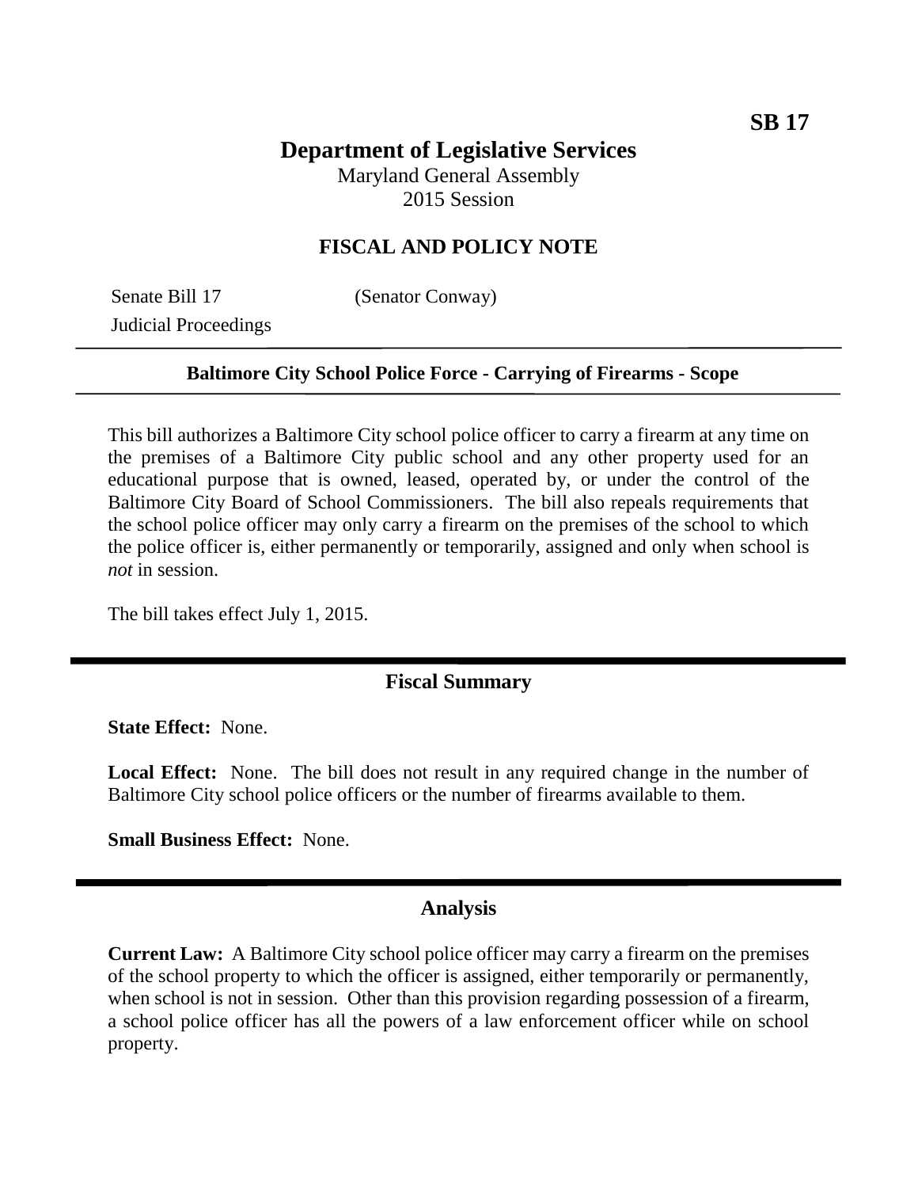**SB 17**

# Department of Legislative Services

Maryland General Assembly
2015 Session

## FISCAL AND POLICY NOTE

Senate Bill 17 (Senator Conway)
Judicial Proceedings

---

**Baltimore City School Police Force - Carrying of Firearms - Scope**

---

This bill authorizes a Baltimore City school police officer to carry a firearm at any time on the premises of a Baltimore City public school and any other property used for an educational purpose that is owned, leased, operated by, or under the control of the Baltimore City Board of School Commissioners. The bill also repeals requirements that the school police officer may only carry a firearm on the premises of the school to which the police officer is, either permanently or temporarily, assigned and only when school is *not* in session.

The bill takes effect July 1, 2015.

## Fiscal Summary

**State Effect:** None.

**Local Effect:** None. The bill does not result in any required change in the number of Baltimore City school police officers or the number of firearms available to them.

**Small Business Effect:** None.

## Analysis

**Current Law:** A Baltimore City school police officer may carry a firearm on the premises of the school property to which the officer is assigned, either temporarily or permanently, when school is not in session. Other than this provision regarding possession of a firearm, a school police officer has all the powers of a law enforcement officer while on school property.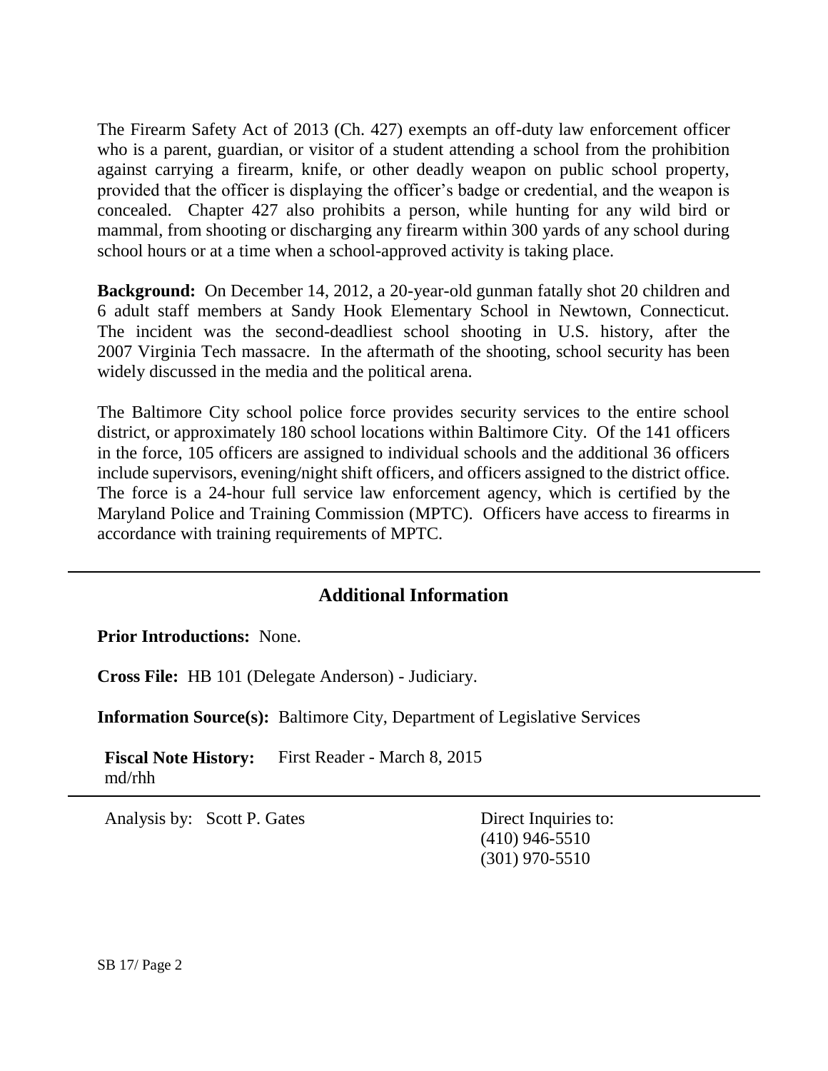The Firearm Safety Act of 2013 (Ch. 427) exempts an off-duty law enforcement officer who is a parent, guardian, or visitor of a student attending a school from the prohibition against carrying a firearm, knife, or other deadly weapon on public school property, provided that the officer is displaying the officer's badge or credential, and the weapon is concealed. Chapter 427 also prohibits a person, while hunting for any wild bird or mammal, from shooting or discharging any firearm within 300 yards of any school during school hours or at a time when a school-approved activity is taking place.

**Background:** On December 14, 2012, a 20-year-old gunman fatally shot 20 children and 6 adult staff members at Sandy Hook Elementary School in Newtown, Connecticut. The incident was the second-deadliest school shooting in U.S. history, after the 2007 Virginia Tech massacre. In the aftermath of the shooting, school security has been widely discussed in the media and the political arena.

The Baltimore City school police force provides security services to the entire school district, or approximately 180 school locations within Baltimore City. Of the 141 officers in the force, 105 officers are assigned to individual schools and the additional 36 officers include supervisors, evening/night shift officers, and officers assigned to the district office. The force is a 24-hour full service law enforcement agency, which is certified by the Maryland Police and Training Commission (MPTC). Officers have access to firearms in accordance with training requirements of MPTC.

## Additional Information

**Prior Introductions:** None.

**Cross File:** HB 101 (Delegate Anderson) - Judiciary.

**Information Source(s):** Baltimore City, Department of Legislative Services

**Fiscal Note History:** First Reader - March 8, 2015
md/rhh

Analysis by: Scott P. Gates

Direct Inquiries to:
(410) 946-5510
(301) 970-5510